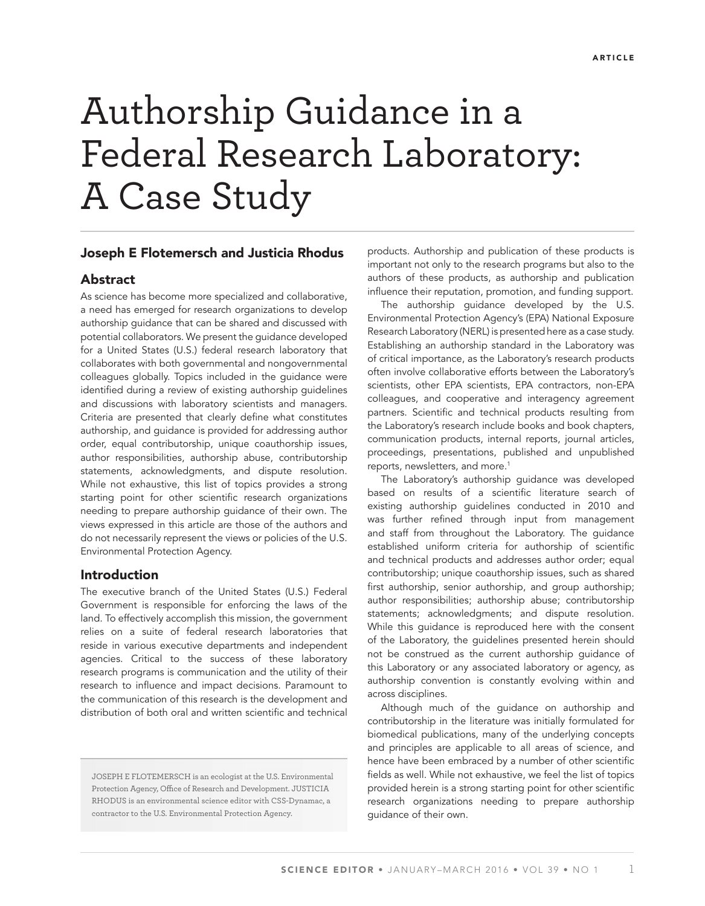ARTICLE

# Authorship Guidance in a Federal Research Laboratory: A Case Study

**Joseph E Flotemersch and Justicia Rhodus**

## Abstract

As science has become more specialized and collaborative, a need has emerged for research organizations to develop authorship guidance that can be shared and discussed with potential collaborators. We present the guidance developed for a United States (U.S.) federal research laboratory that collaborates with both governmental and nongovernmental colleagues globally. Topics included in the guidance were identified during a review of existing authorship guidelines and discussions with laboratory scientists and managers. Criteria are presented that clearly define what constitutes authorship, and guidance is provided for addressing author order, equal contributorship, unique coauthorship issues, author responsibilities, authorship abuse, contributorship statements, acknowledgments, and dispute resolution. While not exhaustive, this list of topics provides a strong starting point for other scientific research organizations needing to prepare authorship guidance of their own. The views expressed in this article are those of the authors and do not necessarily represent the views or policies of the U.S. Environmental Protection Agency.

## Introduction

The executive branch of the United States (U.S.) Federal Government is responsible for enforcing the laws of the land. To effectively accomplish this mission, the government relies on a suite of federal research laboratories that reside in various executive departments and independent agencies. Critical to the success of these laboratory research programs is communication and the utility of their research to influence and impact decisions. Paramount to the communication of this research is the development and distribution of both oral and written scientific and technical products. Authorship and publication of these products is important not only to the research programs but also to the authors of these products, as authorship and publication influence their reputation, promotion, and funding support.

The authorship guidance developed by the U.S. Environmental Protection Agency's (EPA) National Exposure Research Laboratory (NERL) is presented here as a case study. Establishing an authorship standard in the Laboratory was of critical importance, as the Laboratory's research products often involve collaborative efforts between the Laboratory's scientists, other EPA scientists, EPA contractors, non-EPA colleagues, and cooperative and interagency agreement partners. Scientific and technical products resulting from the Laboratory's research include books and book chapters, communication products, internal reports, journal articles, proceedings, presentations, published and unpublished reports, newsletters, and more.[1]

The Laboratory's authorship guidance was developed based on results of a scientific literature search of existing authorship guidelines conducted in 2010 and was further refined through input from management and staff from throughout the Laboratory. The guidance established uniform criteria for authorship of scientific and technical products and addresses author order; equal contributorship; unique coauthorship issues, such as shared first authorship, senior authorship, and group authorship; author responsibilities; authorship abuse; contributorship statements; acknowledgments; and dispute resolution. While this guidance is reproduced here with the consent of the Laboratory, the guidelines presented herein should not be construed as the current authorship guidance of this Laboratory or any associated laboratory or agency, as authorship convention is constantly evolving within and across disciplines.

Although much of the guidance on authorship and contributorship in the literature was initially formulated for biomedical publications, many of the underlying concepts and principles are applicable to all areas of science, and hence have been embraced by a number of other scientific fields as well. While not exhaustive, we feel the list of topics provided herein is a strong starting point for other scientific research organizations needing to prepare authorship guidance of their own.

JOSEPH E FLOTEMERSCH is an ecologist at the U.S. Environmental Protection Agency, Office of Research and Development. JUSTICIA RHODUS is an environmental science editor with CSS-Dynamac, a contractor to the U.S. Environmental Protection Agency.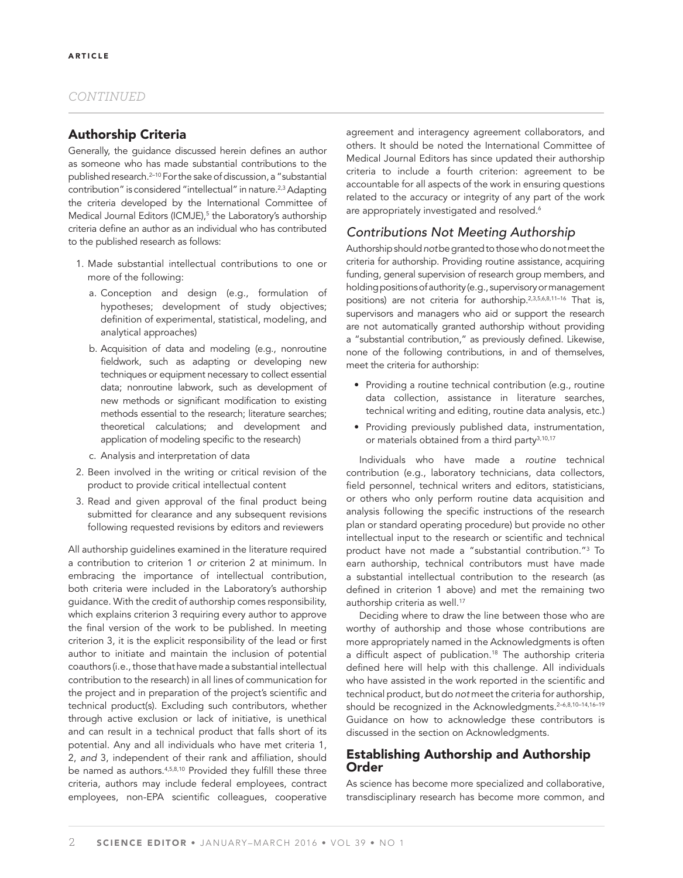*CONTINUED*

## Authorship Criteria

Generally, the guidance discussed herein defines an author as someone who has made substantial contributions to the published research.[2–10] For the sake of discussion, a "substantial contribution" is considered "intellectual" in nature.[2,3] Adapting the criteria developed by the International Committee of Medical Journal Editors (ICMJE),[5] the Laboratory's authorship criteria define an author as an individual who has contributed to the published research as follows:

1. Made substantial intellectual contributions to one or more of the following:
   a. Conception and design (e.g., formulation of hypotheses; development of study objectives; definition of experimental, statistical, modeling, and analytical approaches)
   b. Acquisition of data and modeling (e.g., nonroutine fieldwork, such as adapting or developing new techniques or equipment necessary to collect essential data; nonroutine labwork, such as development of new methods or significant modification to existing methods essential to the research; literature searches; theoretical calculations; and development and application of modeling specific to the research)
   c. Analysis and interpretation of data
2. Been involved in the writing or critical revision of the product to provide critical intellectual content
3. Read and given approval of the final product being submitted for clearance and any subsequent revisions following requested revisions by editors and reviewers

All authorship guidelines examined in the literature required a contribution to criterion 1 *or* criterion 2 at minimum. In embracing the importance of intellectual contribution, both criteria were included in the Laboratory's authorship guidance. With the credit of authorship comes responsibility, which explains criterion 3 requiring every author to approve the final version of the work to be published. In meeting criterion 3, it is the explicit responsibility of the lead or first author to initiate and maintain the inclusion of potential coauthors (i.e., those that have made a substantial intellectual contribution to the research) in all lines of communication for the project and in preparation of the project's scientific and technical product(s). Excluding such contributors, whether through active exclusion or lack of initiative, is unethical and can result in a technical product that falls short of its potential. Any and all individuals who have met criteria 1, 2, *and* 3, independent of their rank and affiliation, should be named as authors.[4,5,8,10] Provided they fulfill these three criteria, authors may include federal employees, contract employees, non-EPA scientific colleagues, cooperative agreement and interagency agreement collaborators, and others. It should be noted the International Committee of Medical Journal Editors has since updated their authorship criteria to include a fourth criterion: agreement to be accountable for all aspects of the work in ensuring questions related to the accuracy or integrity of any part of the work are appropriately investigated and resolved.[6]

### Contributions Not Meeting Authorship

Authorship should *not* be granted to those who do not meet the criteria for authorship. Providing routine assistance, acquiring funding, general supervision of research group members, and holding positions of authority (e.g., supervisory or management positions) are not criteria for authorship.[2,3,5,6,8,11–16] That is, supervisors and managers who aid or support the research are not automatically granted authorship without providing a "substantial contribution," as previously defined. Likewise, none of the following contributions, in and of themselves, meet the criteria for authorship:

- Providing a routine technical contribution (e.g., routine data collection, assistance in literature searches, technical writing and editing, routine data analysis, etc.)
- Providing previously published data, instrumentation, or materials obtained from a third party[3,10,17]

Individuals who have made a *routine* technical contribution (e.g., laboratory technicians, data collectors, field personnel, technical writers and editors, statisticians, or others who only perform routine data acquisition and analysis following the specific instructions of the research plan or standard operating procedure) but provide no other intellectual input to the research or scientific and technical product have not made a "substantial contribution."[3] To earn authorship, technical contributors must have made a substantial intellectual contribution to the research (as defined in criterion 1 above) and met the remaining two authorship criteria as well.[17]

Deciding where to draw the line between those who are worthy of authorship and those whose contributions are more appropriately named in the Acknowledgments is often a difficult aspect of publication.[18] The authorship criteria defined here will help with this challenge. All individuals who have assisted in the work reported in the scientific and technical product, but do *not* meet the criteria for authorship, should be recognized in the Acknowledgments.[2–6,8,10–14,16–19] Guidance on how to acknowledge these contributors is discussed in the section on Acknowledgments.

## Establishing Authorship and Authorship Order

As science has become more specialized and collaborative, transdisciplinary research has become more common, and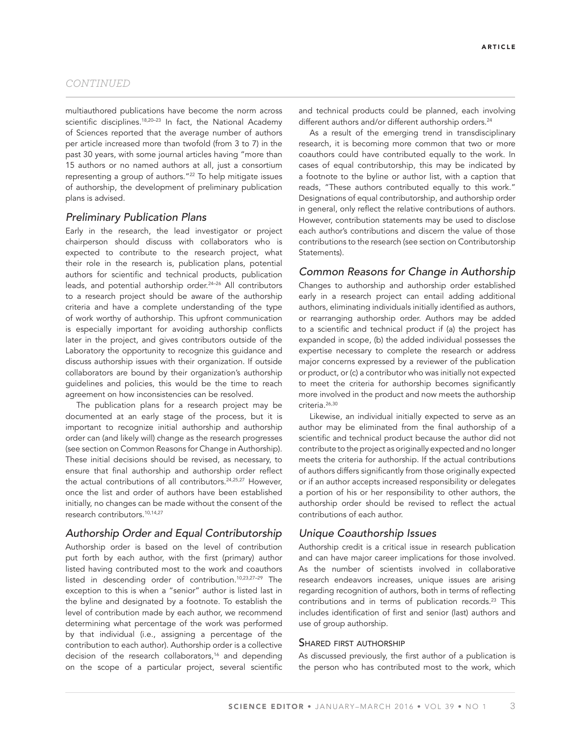*CONTINUED*

multiauthored publications have become the norm across scientific disciplines.[18,20–23] In fact, the National Academy of Sciences reported that the average number of authors per article increased more than twofold (from 3 to 7) in the past 30 years, with some journal articles having "more than 15 authors or no named authors at all, just a consortium representing a group of authors."[22] To help mitigate issues of authorship, the development of preliminary publication plans is advised.

## Preliminary Publication Plans

Early in the research, the lead investigator or project chairperson should discuss with collaborators who is expected to contribute to the research project, what their role in the research is, publication plans, potential authors for scientific and technical products, publication leads, and potential authorship order.[24–26] All contributors to a research project should be aware of the authorship criteria and have a complete understanding of the type of work worthy of authorship. This upfront communication is especially important for avoiding authorship conflicts later in the project, and gives contributors outside of the Laboratory the opportunity to recognize this guidance and discuss authorship issues with their organization. If outside collaborators are bound by their organization's authorship guidelines and policies, this would be the time to reach agreement on how inconsistencies can be resolved.

The publication plans for a research project may be documented at an early stage of the process, but it is important to recognize initial authorship and authorship order can (and likely will) change as the research progresses (see section on Common Reasons for Change in Authorship). These initial decisions should be revised, as necessary, to ensure that final authorship and authorship order reflect the actual contributions of all contributors.[24,25,27] However, once the list and order of authors have been established initially, no changes can be made without the consent of the research contributors.[10,14,27]

## Authorship Order and Equal Contributorship

Authorship order is based on the level of contribution put forth by each author, with the first (primary) author listed having contributed most to the work and coauthors listed in descending order of contribution.[10,23,27–29] The exception to this is when a "senior" author is listed last in the byline and designated by a footnote. To establish the level of contribution made by each author, we recommend determining what percentage of the work was performed by that individual (i.e., assigning a percentage of the contribution to each author). Authorship order is a collective decision of the research collaborators,[16] and depending on the scope of a particular project, several scientific and technical products could be planned, each involving different authors and/or different authorship orders.[24]

As a result of the emerging trend in transdisciplinary research, it is becoming more common that two or more coauthors could have contributed equally to the work. In cases of equal contributorship, this may be indicated by a footnote to the byline or author list, with a caption that reads, "These authors contributed equally to this work." Designations of equal contributorship, and authorship order in general, only reflect the relative contributions of authors. However, contribution statements may be used to disclose each author's contributions and discern the value of those contributions to the research (see section on Contributorship Statements).

## Common Reasons for Change in Authorship

Changes to authorship and authorship order established early in a research project can entail adding additional authors, eliminating individuals initially identified as authors, or rearranging authorship order. Authors may be added to a scientific and technical product if (a) the project has expanded in scope, (b) the added individual possesses the expertise necessary to complete the research or address major concerns expressed by a reviewer of the publication or product, or (c) a contributor who was initially not expected to meet the criteria for authorship becomes significantly more involved in the product and now meets the authorship criteria.[26,30]

Likewise, an individual initially expected to serve as an author may be eliminated from the final authorship of a scientific and technical product because the author did not contribute to the project as originally expected and no longer meets the criteria for authorship. If the actual contributions of authors differs significantly from those originally expected or if an author accepts increased responsibility or delegates a portion of his or her responsibility to other authors, the authorship order should be revised to reflect the actual contributions of each author.

## Unique Coauthorship Issues

Authorship credit is a critical issue in research publication and can have major career implications for those involved. As the number of scientists involved in collaborative research endeavors increases, unique issues are arising regarding recognition of authors, both in terms of reflecting contributions and in terms of publication records.[23] This includes identification of first and senior (last) authors and use of group authorship.

### Shared first authorship

As discussed previously, the first author of a publication is the person who has contributed most to the work, which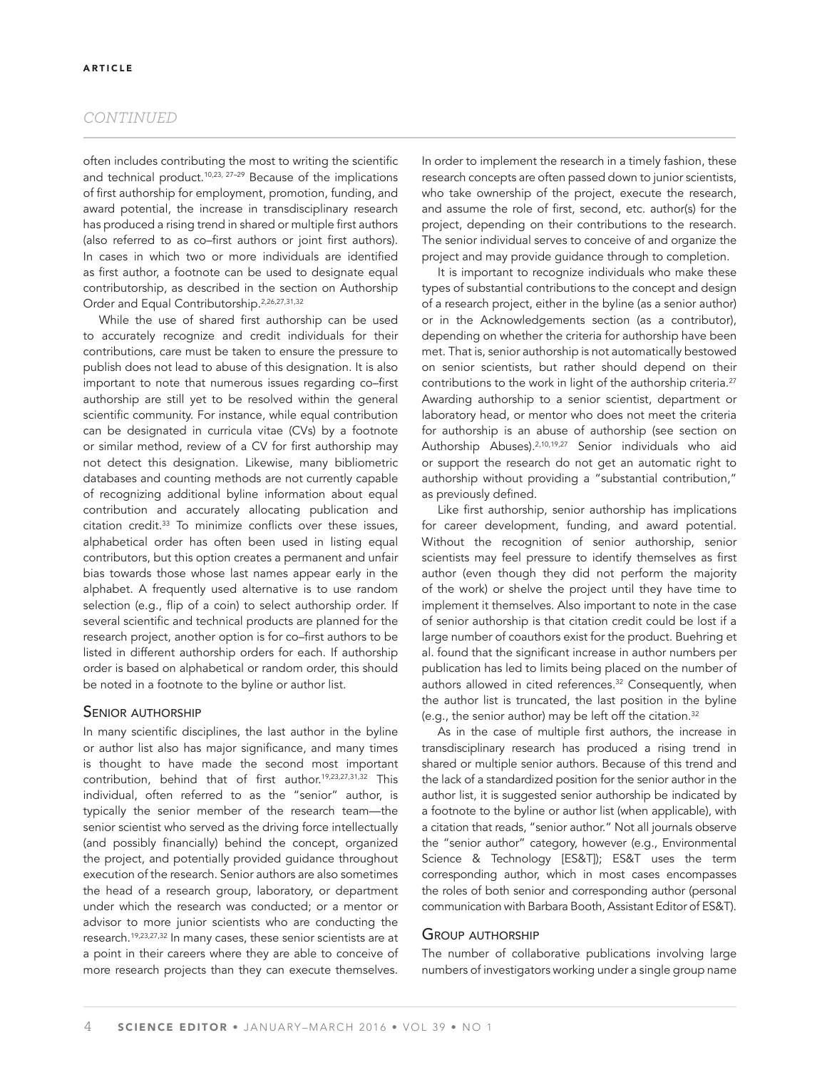often includes contributing the most to writing the scientific and technical product.[10,23, 27–29] Because of the implications of first authorship for employment, promotion, funding, and award potential, the increase in transdisciplinary research has produced a rising trend in shared or multiple first authors (also referred to as co–first authors or joint first authors). In cases in which two or more individuals are identified as first author, a footnote can be used to designate equal contributorship, as described in the section on Authorship Order and Equal Contributorship.[2,26,27,31,32]

While the use of shared first authorship can be used to accurately recognize and credit individuals for their contributions, care must be taken to ensure the pressure to publish does not lead to abuse of this designation. It is also important to note that numerous issues regarding co–first authorship are still yet to be resolved within the general scientific community. For instance, while equal contribution can be designated in curricula vitae (CVs) by a footnote or similar method, review of a CV for first authorship may not detect this designation. Likewise, many bibliometric databases and counting methods are not currently capable of recognizing additional byline information about equal contribution and accurately allocating publication and citation credit.[33] To minimize conflicts over these issues, alphabetical order has often been used in listing equal contributors, but this option creates a permanent and unfair bias towards those whose last names appear early in the alphabet. A frequently used alternative is to use random selection (e.g., flip of a coin) to select authorship order. If several scientific and technical products are planned for the research project, another option is for co–first authors to be listed in different authorship orders for each. If authorship order is based on alphabetical or random order, this should be noted in a footnote to the byline or author list.

## Senior authorship

In many scientific disciplines, the last author in the byline or author list also has major significance, and many times is thought to have made the second most important contribution, behind that of first author.[19,23,27,31,32] This individual, often referred to as the "senior" author, is typically the senior member of the research team—the senior scientist who served as the driving force intellectually (and possibly financially) behind the concept, organized the project, and potentially provided guidance throughout execution of the research. Senior authors are also sometimes the head of a research group, laboratory, or department under which the research was conducted; or a mentor or advisor to more junior scientists who are conducting the research.[19,23,27,32] In many cases, these senior scientists are at a point in their careers where they are able to conceive of more research projects than they can execute themselves. In order to implement the research in a timely fashion, these research concepts are often passed down to junior scientists, who take ownership of the project, execute the research, and assume the role of first, second, etc. author(s) for the project, depending on their contributions to the research. The senior individual serves to conceive of and organize the project and may provide guidance through to completion.

It is important to recognize individuals who make these types of substantial contributions to the concept and design of a research project, either in the byline (as a senior author) or in the Acknowledgements section (as a contributor), depending on whether the criteria for authorship have been met. That is, senior authorship is not automatically bestowed on senior scientists, but rather should depend on their contributions to the work in light of the authorship criteria.[27] Awarding authorship to a senior scientist, department or laboratory head, or mentor who does not meet the criteria for authorship is an abuse of authorship (see section on Authorship Abuses).[2,10,19,27] Senior individuals who aid or support the research do not get an automatic right to authorship without providing a "substantial contribution," as previously defined.

Like first authorship, senior authorship has implications for career development, funding, and award potential. Without the recognition of senior authorship, senior scientists may feel pressure to identify themselves as first author (even though they did not perform the majority of the work) or shelve the project until they have time to implement it themselves. Also important to note in the case of senior authorship is that citation credit could be lost if a large number of coauthors exist for the product. Buehring et al. found that the significant increase in author numbers per publication has led to limits being placed on the number of authors allowed in cited references.[32] Consequently, when the author list is truncated, the last position in the byline (e.g., the senior author) may be left off the citation.[32]

As in the case of multiple first authors, the increase in transdisciplinary research has produced a rising trend in shared or multiple senior authors. Because of this trend and the lack of a standardized position for the senior author in the author list, it is suggested senior authorship be indicated by a footnote to the byline or author list (when applicable), with a citation that reads, "senior author." Not all journals observe the "senior author" category, however (e.g., Environmental Science & Technology [ES&T]); ES&T uses the term corresponding author, which in most cases encompasses the roles of both senior and corresponding author (personal communication with Barbara Booth, Assistant Editor of ES&T).

## Group authorship

The number of collaborative publications involving large numbers of investigators working under a single group name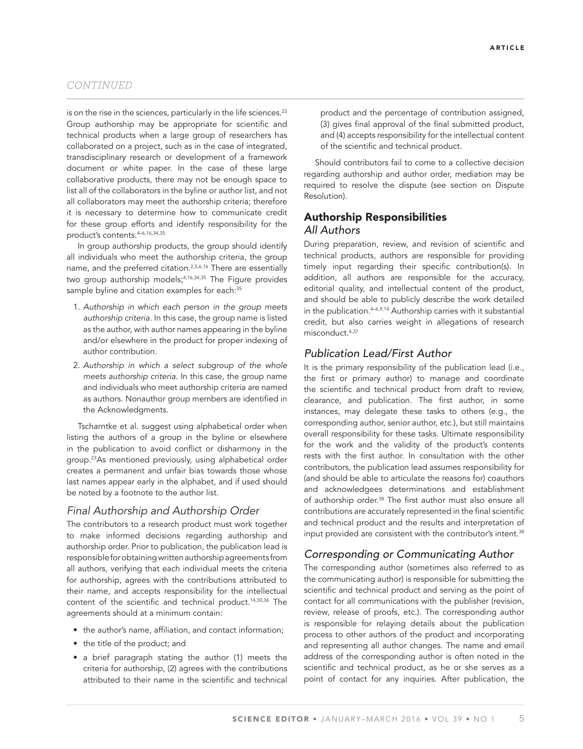*CONTINUED*

is on the rise in the sciences, particularly in the life sciences.[23] Group authorship may be appropriate for scientific and technical products when a large group of researchers has collaborated on a project, such as in the case of integrated, transdisciplinary research or development of a framework document or white paper. In the case of these large collaborative products, there may not be enough space to list all of the collaborators in the byline or author list, and not all collaborators may meet the authorship criteria; therefore it is necessary to determine how to communicate credit for these group efforts and identify responsibility for the product's contents.[4–6,16,34,35]

In group authorship products, the group should identify all individuals who meet the authorship criteria, the group name, and the preferred citation.[2,5,6,16] There are essentially two group authorship models;[4,16,34,35] The Figure provides sample byline and citation examples for each:[35]

1. *Authorship in which each person in the group meets authorship criteria.* In this case, the group name is listed as the author, with author names appearing in the byline and/or elsewhere in the product for proper indexing of author contribution.
2. *Authorship in which a select subgroup of the whole meets authorship criteria.* In this case, the group name and individuals who meet authorship criteria are named as authors. Nonauthor group members are identified in the Acknowledgments.

Tscharntke et al. suggest using alphabetical order when listing the authors of a group in the byline or elsewhere in the publication to avoid conflict or disharmony in the group.[23]As mentioned previously, using alphabetical order creates a permanent and unfair bias towards those whose last names appear early in the alphabet, and if used should be noted by a footnote to the author list.

### *Final Authorship and Authorship Order*

The contributors to a research product must work together to make informed decisions regarding authorship and authorship order. Prior to publication, the publication lead is responsible for obtaining written authorship agreements from all authors, verifying that each individual meets the criteria for authorship, agrees with the contributions attributed to their name, and accepts responsibility for the intellectual content of the scientific and technical product.[14,30,36] The agreements should at a minimum contain:

- the author's name, affiliation, and contact information;
- the title of the product; and
- a brief paragraph stating the author (1) meets the criteria for authorship, (2) agrees with the contributions attributed to their name in the scientific and technical product and the percentage of contribution assigned, (3) gives final approval of the final submitted product, and (4) accepts responsibility for the intellectual content of the scientific and technical product.

Should contributors fail to come to a collective decision regarding authorship and author order, mediation may be required to resolve the dispute (see section on Dispute Resolution).

## Authorship Responsibilities

### *All Authors*

During preparation, review, and revision of scientific and technical products, authors are responsible for providing timely input regarding their specific contribution(s). In addition, all authors are responsible for the accuracy, editorial quality, and intellectual content of the product, and should be able to publicly describe the work detailed in the publication.[4–6,9,14] Authorship carries with it substantial credit, but also carries weight in allegations of research misconduct.[4,37]

### *Publication Lead/First Author*

It is the primary responsibility of the publication lead (i.e., the first or primary author) to manage and coordinate the scientific and technical product from draft to review, clearance, and publication. The first author, in some instances, may delegate these tasks to others (e.g., the corresponding author, senior author, etc.), but still maintains overall responsibility for these tasks. Ultimate responsibility for the work and the validity of the product's contents rests with the first author. In consultation with the other contributors, the publication lead assumes responsibility for (and should be able to articulate the reasons for) coauthors and acknowledgees determinations and establishment of authorship order.[38] The first author must also ensure all contributions are accurately represented in the final scientific and technical product and the results and interpretation of input provided are consistent with the contributor's intent.[38]

### *Corresponding or Communicating Author*

The corresponding author (sometimes also referred to as the communicating author) is responsible for submitting the scientific and technical product and serving as the point of contact for all communications with the publisher (revision, review, release of proofs, etc.). The corresponding author is responsible for relaying details about the publication process to other authors of the product and incorporating and representing all author changes. The name and email address of the corresponding author is often noted in the scientific and technical product, as he or she serves as a point of contact for any inquiries. After publication, the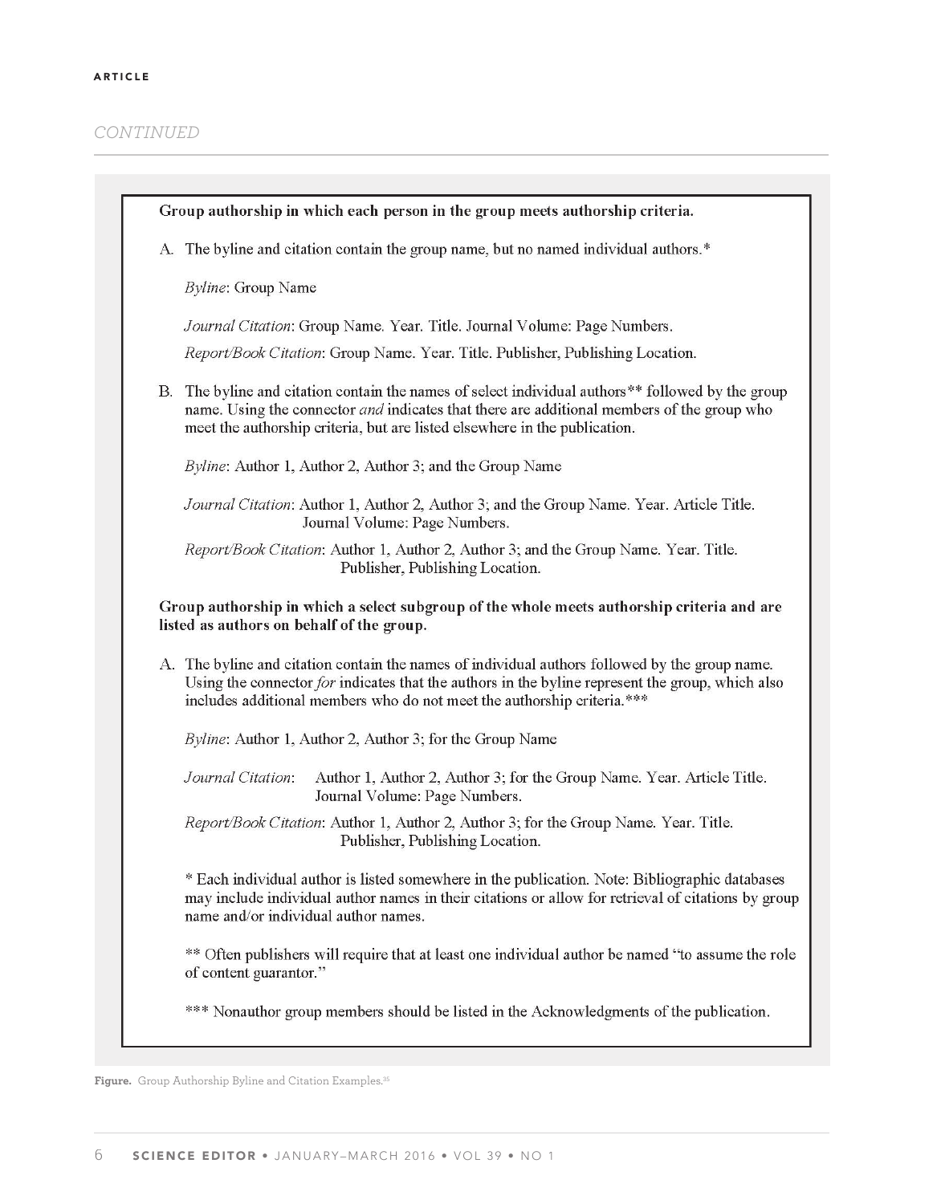**Group authorship in which each person in the group meets authorship criteria.**

A. The byline and citation contain the group name, but no named individual authors.*

*Byline*: Group Name

*Journal Citation*: Group Name. Year. Title. Journal Volume: Page Numbers.

*Report/Book Citation*: Group Name. Year. Title. Publisher, Publishing Location.

B. The byline and citation contain the names of select individual authors** followed by the group name. Using the connector *and* indicates that there are additional members of the group who meet the authorship criteria, but are listed elsewhere in the publication.

*Byline*: Author 1, Author 2, Author 3; and the Group Name

*Journal Citation*: Author 1, Author 2, Author 3; and the Group Name. Year. Article Title. Journal Volume: Page Numbers.

*Report/Book Citation*: Author 1, Author 2, Author 3; and the Group Name. Year. Title. Publisher, Publishing Location.

**Group authorship in which a select subgroup of the whole meets authorship criteria and are listed as authors on behalf of the group.**

A. The byline and citation contain the names of individual authors followed by the group name. Using the connector *for* indicates that the authors in the byline represent the group, which also includes additional members who do not meet the authorship criteria.***

*Byline*: Author 1, Author 2, Author 3; for the Group Name

*Journal Citation*: Author 1, Author 2, Author 3; for the Group Name. Year. Article Title. Journal Volume: Page Numbers.

*Report/Book Citation*: Author 1, Author 2, Author 3; for the Group Name. Year. Title. Publisher, Publishing Location.

* Each individual author is listed somewhere in the publication. Note: Bibliographic databases may include individual author names in their citations or allow for retrieval of citations by group name and/or individual author names.

** Often publishers will require that at least one individual author be named "to assume the role of content guarantor."

*** Nonauthor group members should be listed in the Acknowledgments of the publication.

**Figure.** Group Authorship Byline and Citation Examples.[35]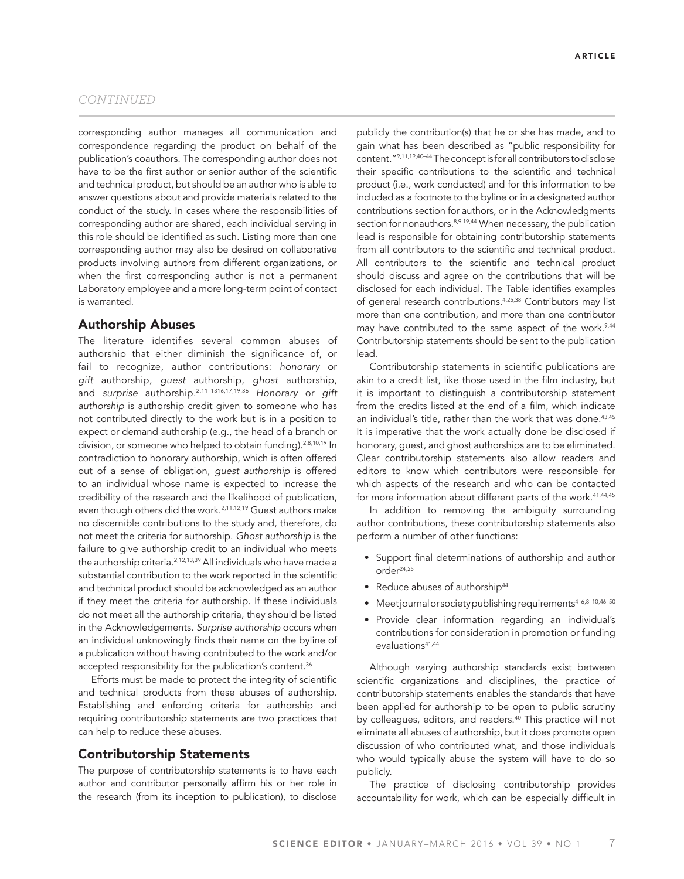corresponding author manages all communication and correspondence regarding the product on behalf of the publication's coauthors. The corresponding author does not have to be the first author or senior author of the scientific and technical product, but should be an author who is able to answer questions about and provide materials related to the conduct of the study. In cases where the responsibilities of corresponding author are shared, each individual serving in this role should be identified as such. Listing more than one corresponding author may also be desired on collaborative products involving authors from different organizations, or when the first corresponding author is not a permanent Laboratory employee and a more long-term point of contact is warranted.

## Authorship Abuses

The literature identifies several common abuses of authorship that either diminish the significance of, or fail to recognize, author contributions: *honorary* or *gift* authorship, *guest* authorship, *ghost* authorship, and *surprise* authorship.[2,11–1316,17,19,36] *Honorary* or *gift authorship* is authorship credit given to someone who has not contributed directly to the work but is in a position to expect or demand authorship (e.g., the head of a branch or division, or someone who helped to obtain funding).[2,8,10,19] In contradiction to honorary authorship, which is often offered out of a sense of obligation, *guest authorship* is offered to an individual whose name is expected to increase the credibility of the research and the likelihood of publication, even though others did the work.[2,11,12,19] Guest authors make no discernible contributions to the study and, therefore, do not meet the criteria for authorship. *Ghost authorship* is the failure to give authorship credit to an individual who meets the authorship criteria.[2,12,13,39] All individuals who have made a substantial contribution to the work reported in the scientific and technical product should be acknowledged as an author if they meet the criteria for authorship. If these individuals do not meet all the authorship criteria, they should be listed in the Acknowledgements. *Surprise authorship* occurs when an individual unknowingly finds their name on the byline of a publication without having contributed to the work and/or accepted responsibility for the publication's content.[36]

Efforts must be made to protect the integrity of scientific and technical products from these abuses of authorship. Establishing and enforcing criteria for authorship and requiring contributorship statements are two practices that can help to reduce these abuses.

## Contributorship Statements

The purpose of contributorship statements is to have each author and contributor personally affirm his or her role in the research (from its inception to publication), to disclose publicly the contribution(s) that he or she has made, and to gain what has been described as "public responsibility for content."[9,11,19,40–44] The concept is for all contributors to disclose their specific contributions to the scientific and technical product (i.e., work conducted) and for this information to be included as a footnote to the byline or in a designated author contributions section for authors, or in the Acknowledgments section for nonauthors.[8,9,19,44] When necessary, the publication lead is responsible for obtaining contributorship statements from all contributors to the scientific and technical product. All contributors to the scientific and technical product should discuss and agree on the contributions that will be disclosed for each individual. The Table identifies examples of general research contributions.[4,25,38] Contributors may list more than one contribution, and more than one contributor may have contributed to the same aspect of the work.[9,44] Contributorship statements should be sent to the publication lead.

Contributorship statements in scientific publications are akin to a credit list, like those used in the film industry, but it is important to distinguish a contributorship statement from the credits listed at the end of a film, which indicate an individual's title, rather than the work that was done.[43,45] It is imperative that the work actually done be disclosed if honorary, guest, and ghost authorships are to be eliminated. Clear contributorship statements also allow readers and editors to know which contributors were responsible for which aspects of the research and who can be contacted for more information about different parts of the work.[41,44,45]

In addition to removing the ambiguity surrounding author contributions, these contributorship statements also perform a number of other functions:

- Support final determinations of authorship and author order[24,25]
- Reduce abuses of authorship[44]
- Meet journal or society publishing requirements[4–6,8–10,46–50]
- Provide clear information regarding an individual's contributions for consideration in promotion or funding evaluations[41,44]

Although varying authorship standards exist between scientific organizations and disciplines, the practice of contributorship statements enables the standards that have been applied for authorship to be open to public scrutiny by colleagues, editors, and readers.[40] This practice will not eliminate all abuses of authorship, but it does promote open discussion of who contributed what, and those individuals who would typically abuse the system will have to do so publicly.

The practice of disclosing contributorship provides accountability for work, which can be especially difficult in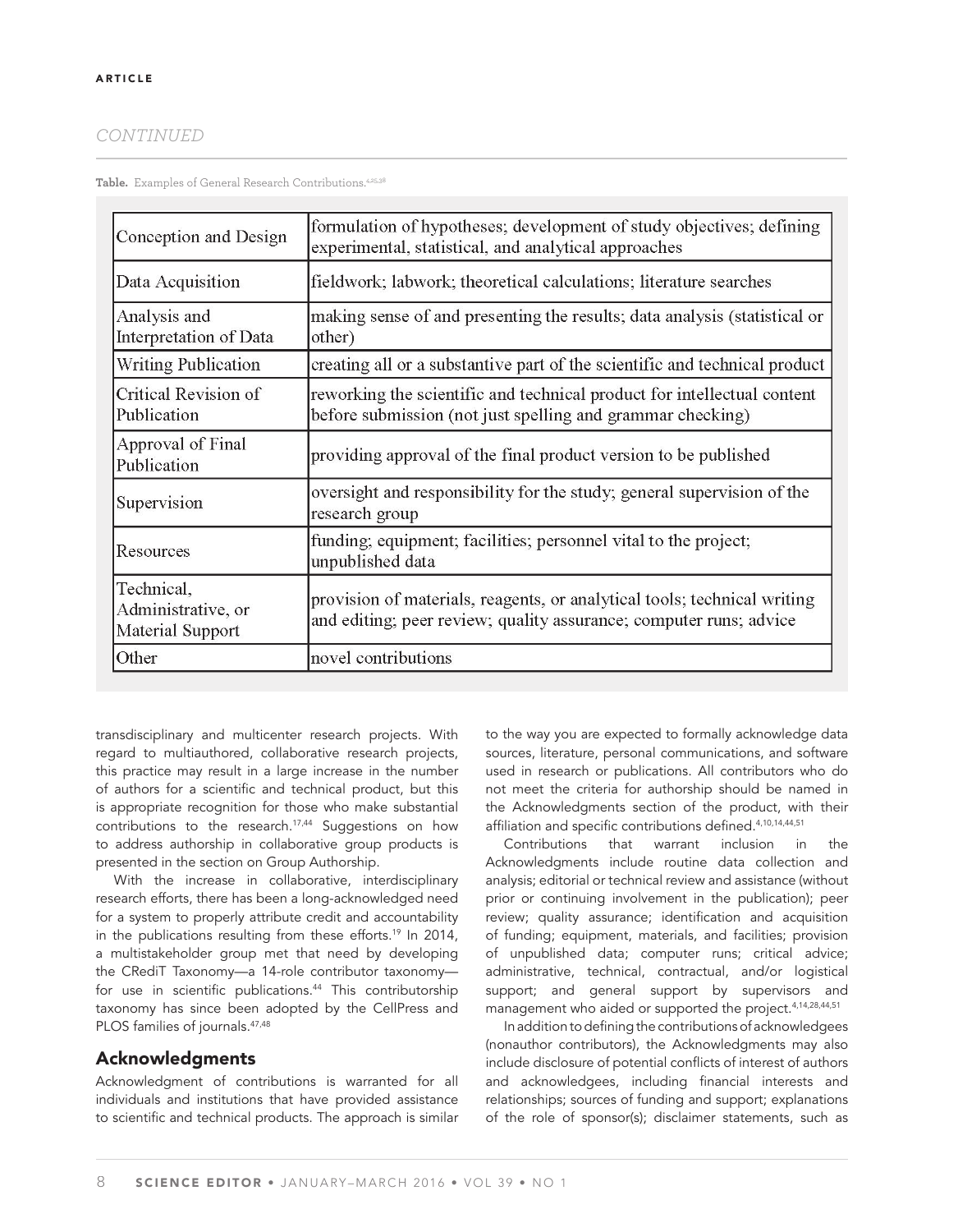*CONTINUED*

**Table.** Examples of General Research Contributions.[4,25,38]

| | |
|---|---|
| Conception and Design | formulation of hypotheses; development of study objectives; defining experimental, statistical, and analytical approaches |
| Data Acquisition | fieldwork; labwork; theoretical calculations; literature searches |
| Analysis and Interpretation of Data | making sense of and presenting the results; data analysis (statistical or other) |
| Writing Publication | creating all or a substantive part of the scientific and technical product |
| Critical Revision of Publication | reworking the scientific and technical product for intellectual content before submission (not just spelling and grammar checking) |
| Approval of Final Publication | providing approval of the final product version to be published |
| Supervision | oversight and responsibility for the study; general supervision of the research group |
| Resources | funding; equipment; facilities; personnel vital to the project; unpublished data |
| Technical, Administrative, or Material Support | provision of materials, reagents, or analytical tools; technical writing and editing; peer review; quality assurance; computer runs; advice |
| Other | novel contributions |

transdisciplinary and multicenter research projects. With regard to multiauthored, collaborative research projects, this practice may result in a large increase in the number of authors for a scientific and technical product, but this is appropriate recognition for those who make substantial contributions to the research.[17,44] Suggestions on how to address authorship in collaborative group products is presented in the section on Group Authorship.

With the increase in collaborative, interdisciplinary research efforts, there has been a long-acknowledged need for a system to properly attribute credit and accountability in the publications resulting from these efforts.[19] In 2014, a multistakeholder group met that need by developing the CRediT Taxonomy—a 14-role contributor taxonomy—for use in scientific publications.[44] This contributorship taxonomy has since been adopted by the CellPress and PLOS families of journals.[47,48]

## Acknowledgments

Acknowledgment of contributions is warranted for all individuals and institutions that have provided assistance to scientific and technical products. The approach is similar to the way you are expected to formally acknowledge data sources, literature, personal communications, and software used in research or publications. All contributors who do not meet the criteria for authorship should be named in the Acknowledgments section of the product, with their affiliation and specific contributions defined.[4,10,14,44,51]

Contributions that warrant inclusion in the Acknowledgments include routine data collection and analysis; editorial or technical review and assistance (without prior or continuing involvement in the publication); peer review; quality assurance; identification and acquisition of funding; equipment, materials, and facilities; provision of unpublished data; computer runs; critical advice; administrative, technical, contractual, and/or logistical support; and general support by supervisors and management who aided or supported the project.[4,14,28,44,51]

In addition to defining the contributions of acknowledgees (nonauthor contributors), the Acknowledgments may also include disclosure of potential conflicts of interest of authors and acknowledgees, including financial interests and relationships; sources of funding and support; explanations of the role of sponsor(s); disclaimer statements, such as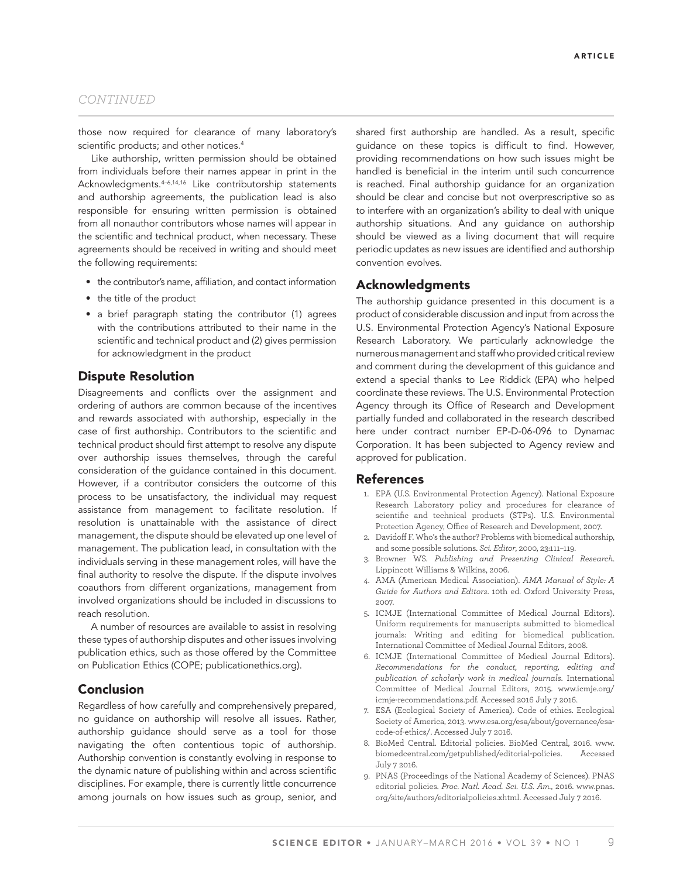*CONTINUED*

those now required for clearance of many laboratory's scientific products; and other notices.[4]

Like authorship, written permission should be obtained from individuals before their names appear in print in the Acknowledgments.[4–6,14,16] Like contributorship statements and authorship agreements, the publication lead is also responsible for ensuring written permission is obtained from all nonauthor contributors whose names will appear in the scientific and technical product, when necessary. These agreements should be received in writing and should meet the following requirements:

- the contributor's name, affiliation, and contact information
- the title of the product
- a brief paragraph stating the contributor (1) agrees with the contributions attributed to their name in the scientific and technical product and (2) gives permission for acknowledgment in the product

## Dispute Resolution

Disagreements and conflicts over the assignment and ordering of authors are common because of the incentives and rewards associated with authorship, especially in the case of first authorship. Contributors to the scientific and technical product should first attempt to resolve any dispute over authorship issues themselves, through the careful consideration of the guidance contained in this document. However, if a contributor considers the outcome of this process to be unsatisfactory, the individual may request assistance from management to facilitate resolution. If resolution is unattainable with the assistance of direct management, the dispute should be elevated up one level of management. The publication lead, in consultation with the individuals serving in these management roles, will have the final authority to resolve the dispute. If the dispute involves coauthors from different organizations, management from involved organizations should be included in discussions to reach resolution.

A number of resources are available to assist in resolving these types of authorship disputes and other issues involving publication ethics, such as those offered by the Committee on Publication Ethics (COPE; publicationethics.org).

## Conclusion

Regardless of how carefully and comprehensively prepared, no guidance on authorship will resolve all issues. Rather, authorship guidance should serve as a tool for those navigating the often contentious topic of authorship. Authorship convention is constantly evolving in response to the dynamic nature of publishing within and across scientific disciplines. For example, there is currently little concurrence among journals on how issues such as group, senior, and shared first authorship are handled. As a result, specific guidance on these topics is difficult to find. However, providing recommendations on how such issues might be handled is beneficial in the interim until such concurrence is reached. Final authorship guidance for an organization should be clear and concise but not overprescriptive so as to interfere with an organization's ability to deal with unique authorship situations. And any guidance on authorship should be viewed as a living document that will require periodic updates as new issues are identified and authorship convention evolves.

## Acknowledgments

The authorship guidance presented in this document is a product of considerable discussion and input from across the U.S. Environmental Protection Agency's National Exposure Research Laboratory. We particularly acknowledge the numerous management and staff who provided critical review and comment during the development of this guidance and extend a special thanks to Lee Riddick (EPA) who helped coordinate these reviews. The U.S. Environmental Protection Agency through its Office of Research and Development partially funded and collaborated in the research described here under contract number EP-D-06-096 to Dynamac Corporation. It has been subjected to Agency review and approved for publication.

## References

1. EPA (U.S. Environmental Protection Agency). National Exposure Research Laboratory policy and procedures for clearance of scientific and technical products (STPs). U.S. Environmental Protection Agency, Office of Research and Development, 2007.
2. Davidoff F. Who's the author? Problems with biomedical authorship, and some possible solutions. *Sci. Editor*, 2000, 23:111–119.
3. Browner WS. *Publishing and Presenting Clinical Research*. Lippincott Williams & Wilkins, 2006.
4. AMA (American Medical Association). *AMA Manual of Style: A Guide for Authors and Editors*. 10th ed. Oxford University Press, 2007.
5. ICMJE (International Committee of Medical Journal Editors). Uniform requirements for manuscripts submitted to biomedical journals: Writing and editing for biomedical publication. International Committee of Medical Journal Editors, 2008.
6. ICMJE (International Committee of Medical Journal Editors). *Recommendations for the conduct, reporting, editing and publication of scholarly work in medical journals*. International Committee of Medical Journal Editors, 2015. www.icmje.org/icmje-recommendations.pdf. Accessed 2016 July 7 2016.
7. ESA (Ecological Society of America). Code of ethics. Ecological Society of America, 2013. www.esa.org/esa/about/governance/esa-code-of-ethics/. Accessed July 7 2016.
8. BioMed Central. Editorial policies. BioMed Central, 2016. www.biomedcentral.com/getpublished/editorial-policies. Accessed July 7 2016.
9. PNAS (Proceedings of the National Academy of Sciences). PNAS editorial policies. *Proc. Natl. Acad. Sci. U.S. Am.*, 2016. www.pnas.org/site/authors/editorialpolicies.xhtml. Accessed July 7 2016.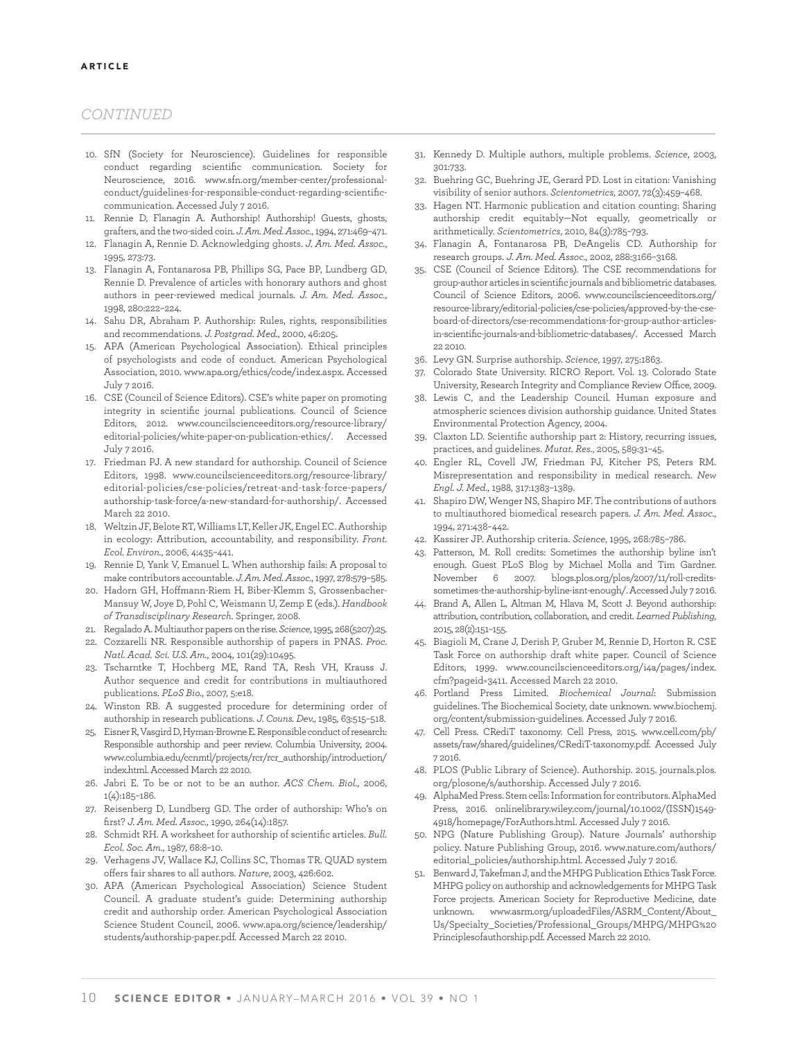CONTINUED

10. SfN (Society for Neuroscience). Guidelines for responsible conduct regarding scientific communication. Society for Neuroscience, 2016. www.sfn.org/member-center/professional-conduct/guidelines-for-responsible-conduct-regarding-scientific-communication. Accessed July 7 2016.
11. Rennie D, Flanagin A. Authorship! Authorship! Guests, ghosts, grafters, and the two-sided coin. *J. Am. Med. Assoc.*, 1994, 271:469–471.
12. Flanagin A, Rennie D. Acknowledging ghosts. *J. Am. Med. Assoc.*, 1995, 273:73.
13. Flanagin A, Fontanarosa PB, Phillips SG, Pace BP, Lundberg GD, Rennie D. Prevalence of articles with honorary authors and ghost authors in peer-reviewed medical journals. *J. Am. Med. Assoc.*, 1998, 280:222–224.
14. Sahu DR, Abraham P. Authorship: Rules, rights, responsibilities and recommendations. *J. Postgrad. Med.*, 2000, 46:205.
15. APA (American Psychological Association). Ethical principles of psychologists and code of conduct. American Psychological Association, 2010. www.apa.org/ethics/code/index.aspx. Accessed July 7 2016.
16. CSE (Council of Science Editors). CSE's white paper on promoting integrity in scientific journal publications. Council of Science Editors, 2012. www.councilscienceeditors.org/resource-library/editorial-policies/white-paper-on-publication-ethics/. Accessed July 7 2016.
17. Friedman PJ. A new standard for authorship. Council of Science Editors, 1998. www.councilscienceeditors.org/resource-library/editorial-policies/cse-policies/retreat-and-task-force-papers/authorship-task-force/a-new-standard-for-authorship/. Accessed March 22 2010.
18. Weltzin JF, Belote RT, Williams LT, Keller JK, Engel EC. Authorship in ecology: Attribution, accountability, and responsibility. *Front. Ecol. Environ.*, 2006, 4:435–441.
19. Rennie D, Yank V, Emanuel L. When authorship fails: A proposal to make contributors accountable. *J. Am. Med. Assoc.*, 1997, 278:579–585.
20. Hadorn GH, Hoffmann-Riem H, Biber-Klemm S, Grossenbacher-Mansuy W, Joye D, Pohl C, Weismann U, Zemp E (eds.). *Handbook of Transdisciplinary Research*. Springer, 2008.
21. Regalado A. Multiauthor papers on the rise. *Science*, 1995, 268(5207):25.
22. Cozzarelli NR. Responsible authorship of papers in PNAS. *Proc. Natl. Acad. Sci. U.S. Am.*, 2004, 101(29):10495.
23. Tscharntke T, Hochberg ME, Rand TA, Resh VH, Krauss J. Author sequence and credit for contributions in multiauthored publications. *PLoS Bio.*, 2007, 5:e18.
24. Winston RB. A suggested procedure for determining order of authorship in research publications. *J. Couns. Dev.*, 1985, 63:515–518.
25. Eisner R, Vasgird D, Hyman-Browne E. Responsible conduct of research: Responsible authorship and peer review. Columbia University, 2004. www.columbia.edu/ccnmtl/projects/rcr/rcr_authorship/introduction/index.html. Accessed March 22 2010.
26. Jabri E. To be or not to be an author. *ACS Chem. Biol.*, 2006, 1(4):185–186.
27. Reisenberg D, Lundberg GD. The order of authorship: Who's on first? *J. Am. Med. Assoc.*, 1990, 264(14):1857.
28. Schmidt RH. A worksheet for authorship of scientific articles. *Bull. Ecol. Soc. Am.*, 1987, 68:8–10.
29. Verhagens JV, Wallace KJ, Collins SC, Thomas TR. QUAD system offers fair shares to all authors. *Nature*, 2003, 426:602.
30. APA (American Psychological Association) Science Student Council. A graduate student's guide: Determining authorship credit and authorship order. American Psychological Association Science Student Council, 2006. www.apa.org/science/leadership/students/authorship-paper.pdf. Accessed March 22 2010.
31. Kennedy D. Multiple authors, multiple problems. *Science*, 2003, 301:733.
32. Buehring GC, Buehring JE, Gerard PD. Lost in citation: Vanishing visibility of senior authors. *Scientometrics*, 2007, 72(3):459–468.
33. Hagen NT. Harmonic publication and citation counting: Sharing authorship credit equitably—Not equally, geometrically or arithmetically. *Scientometrics*, 2010, 84(3):785–793.
34. Flanagin A, Fontanarosa PB, DeAngelis CD. Authorship for research groups. *J. Am. Med. Assoc.*, 2002, 288:3166–3168.
35. CSE (Council of Science Editors). The CSE recommendations for group-author articles in scientific journals and bibliometric databases. Council of Science Editors, 2006. www.councilscienceeditors.org/resource-library/editorial-policies/cse-policies/approved-by-the-cse-board-of-directors/cse-recommendations-for-group-author-articles-in-scientific-journals-and-bibliometric-databases/. Accessed March 22 2010.
36. Levy GN. Surprise authorship. *Science*, 1997, 275:1863.
37. Colorado State University. RICRO Report. Vol. 13. Colorado State University, Research Integrity and Compliance Review Office, 2009.
38. Lewis C, and the Leadership Council. Human exposure and atmospheric sciences division authorship guidance. United States Environmental Protection Agency, 2004.
39. Claxton LD. Scientific authorship part 2: History, recurring issues, practices, and guidelines. *Mutat. Res.*, 2005, 589:31–45.
40. Engler RL, Covell JW, Friedman PJ, Kitcher PS, Peters RM. Misrepresentation and responsibility in medical research. *New Engl. J. Med.*, 1988, 317:1383–1389.
41. Shapiro DW, Wenger NS, Shapiro MF. The contributions of authors to multiauthored biomedical research papers. *J. Am. Med. Assoc.*, 1994, 271:438–442.
42. Kassirer JP. Authorship criteria. *Science*, 1995, 268:785–786.
43. Patterson, M. Roll credits: Sometimes the authorship byline isn't enough. Guest PLoS Blog by Michael Molla and Tim Gardner. November 6 2007. blogs.plos.org/plos/2007/11/roll-credits-sometimes-the-authorship-byline-isnt-enough/. Accessed July 7 2016.
44. Brand A, Allen L, Altman M, Hlava M, Scott J. Beyond authorship: attribution, contribution, collaboration, and credit. *Learned Publishing*, 2015, 28(2):151–155.
45. Biagioli M, Crane J, Derish P, Gruber M, Rennie D, Horton R. CSE Task Force on authorship draft white paper. Council of Science Editors, 1999. www.councilscienceeditors.org/i4a/pages/index.cfm?pageid=3411. Accessed March 22 2010.
46. Portland Press Limited. *Biochemical Journal*: Submission guidelines. The Biochemical Society, date unknown. www.biochemj.org/content/submission-guidelines. Accessed July 7 2016.
47. Cell Press. CRediT taxonomy. Cell Press, 2015. www.cell.com/pb/assets/raw/shared/guidelines/CRediT-taxonomy.pdf. Accessed July 7 2016.
48. PLOS (Public Library of Science). Authorship. 2015. journals.plos.org/plosone/s/authorship. Accessed July 7 2016.
49. AlphaMed Press. Stem cells: Information for contributors. AlphaMed Press, 2016. onlinelibrary.wiley.com/journal/10.1002/(ISSN)1549-4918/homepage/ForAuthors.html. Accessed July 7 2016.
50. NPG (Nature Publishing Group). Nature Journals' authorship policy. Nature Publishing Group, 2016. www.nature.com/authors/editorial_policies/authorship.html. Accessed July 7 2016.
51. Benward J, Takefman J, and the MHPG Publication Ethics Task Force. MHPG policy on authorship and acknowledgements for MHPG Task Force projects. American Society for Reproductive Medicine, date unknown. www.asrm.org/uploadedFiles/ASRM_Content/About_Us/Specialty_Societies/Professional_Groups/MHPG/MHPG%20Principlesofauthorship.pdf. Accessed March 22 2010.